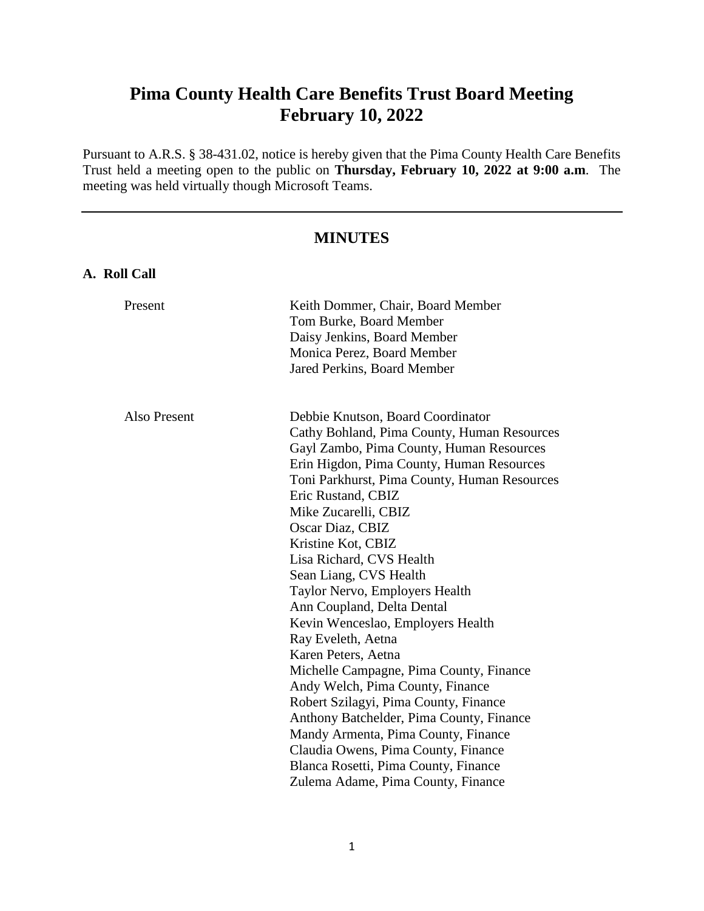# Pima County Health Care Benefits Trust Board Meeting
# February 10, 2022

Pursuant to A.R.S. § 38-431.02, notice is hereby given that the Pima County Health Care Benefits Trust held a meeting open to the public on **Thursday, February 10, 2022 at 9:00 a.m**. The meeting was held virtually though Microsoft Teams.

---

## MINUTES

### A. Roll Call

| | |
|---|---|
| Present | Keith Dommer, Chair, Board Member<br>Tom Burke, Board Member<br>Daisy Jenkins, Board Member<br>Monica Perez, Board Member<br>Jared Perkins, Board Member |
| Also Present | Debbie Knutson, Board Coordinator<br>Cathy Bohland, Pima County, Human Resources<br>Gayl Zambo, Pima County, Human Resources<br>Erin Higdon, Pima County, Human Resources<br>Toni Parkhurst, Pima County, Human Resources<br>Eric Rustand, CBIZ<br>Mike Zucarelli, CBIZ<br>Oscar Diaz, CBIZ<br>Kristine Kot, CBIZ<br>Lisa Richard, CVS Health<br>Sean Liang, CVS Health<br>Taylor Nervo, Employers Health<br>Ann Coupland, Delta Dental<br>Kevin Wenceslao, Employers Health<br>Ray Eveleth, Aetna<br>Karen Peters, Aetna<br>Michelle Campagne, Pima County, Finance<br>Andy Welch, Pima County, Finance<br>Robert Szilagyi, Pima County, Finance<br>Anthony Batchelder, Pima County, Finance<br>Mandy Armenta, Pima County, Finance<br>Claudia Owens, Pima County, Finance<br>Blanca Rosetti, Pima County, Finance<br>Zulema Adame, Pima County, Finance |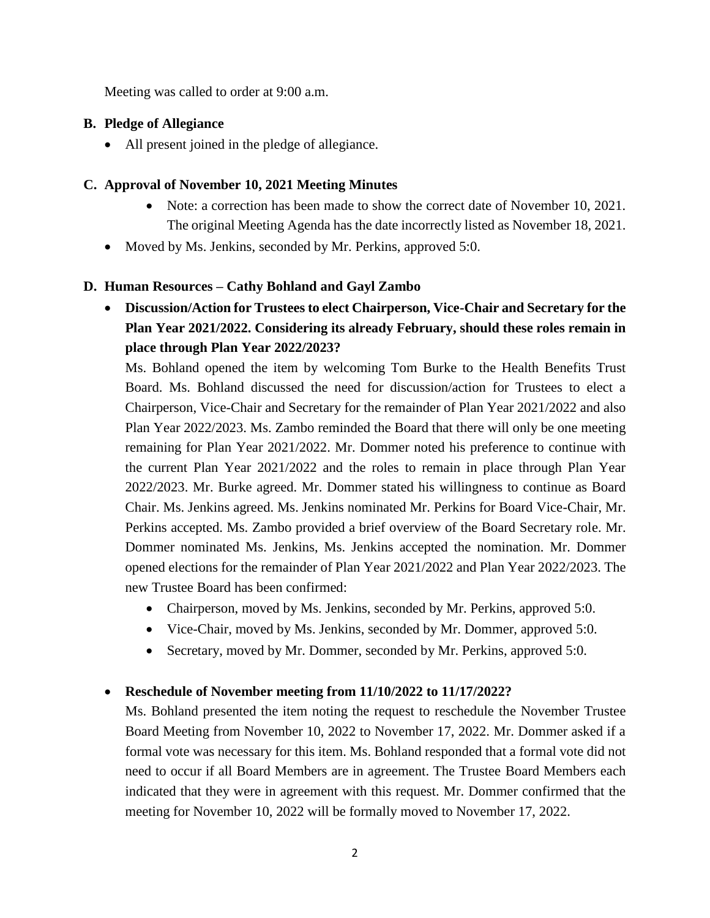Meeting was called to order at 9:00 a.m.

**B. Pledge of Allegiance**

- All present joined in the pledge of allegiance.

**C. Approval of November 10, 2021 Meeting Minutes**

  - Note: a correction has been made to show the correct date of November 10, 2021. The original Meeting Agenda has the date incorrectly listed as November 18, 2021.
- Moved by Ms. Jenkins, seconded by Mr. Perkins, approved 5:0.

**D. Human Resources – Cathy Bohland and Gayl Zambo**

- **Discussion/Action for Trustees to elect Chairperson, Vice-Chair and Secretary for the Plan Year 2021/2022. Considering its already February, should these roles remain in place through Plan Year 2022/2023?**

  Ms. Bohland opened the item by welcoming Tom Burke to the Health Benefits Trust Board. Ms. Bohland discussed the need for discussion/action for Trustees to elect a Chairperson, Vice-Chair and Secretary for the remainder of Plan Year 2021/2022 and also Plan Year 2022/2023. Ms. Zambo reminded the Board that there will only be one meeting remaining for Plan Year 2021/2022. Mr. Dommer noted his preference to continue with the current Plan Year 2021/2022 and the roles to remain in place through Plan Year 2022/2023. Mr. Burke agreed. Mr. Dommer stated his willingness to continue as Board Chair. Ms. Jenkins agreed. Ms. Jenkins nominated Mr. Perkins for Board Vice-Chair, Mr. Perkins accepted. Ms. Zambo provided a brief overview of the Board Secretary role. Mr. Dommer nominated Ms. Jenkins, Ms. Jenkins accepted the nomination. Mr. Dommer opened elections for the remainder of Plan Year 2021/2022 and Plan Year 2022/2023. The new Trustee Board has been confirmed:

  - Chairperson, moved by Ms. Jenkins, seconded by Mr. Perkins, approved 5:0.
  - Vice-Chair, moved by Ms. Jenkins, seconded by Mr. Dommer, approved 5:0.
  - Secretary, moved by Mr. Dommer, seconded by Mr. Perkins, approved 5:0.

- **Reschedule of November meeting from 11/10/2022 to 11/17/2022?**

  Ms. Bohland presented the item noting the request to reschedule the November Trustee Board Meeting from November 10, 2022 to November 17, 2022. Mr. Dommer asked if a formal vote was necessary for this item. Ms. Bohland responded that a formal vote did not need to occur if all Board Members are in agreement. The Trustee Board Members each indicated that they were in agreement with this request. Mr. Dommer confirmed that the meeting for November 10, 2022 will be formally moved to November 17, 2022.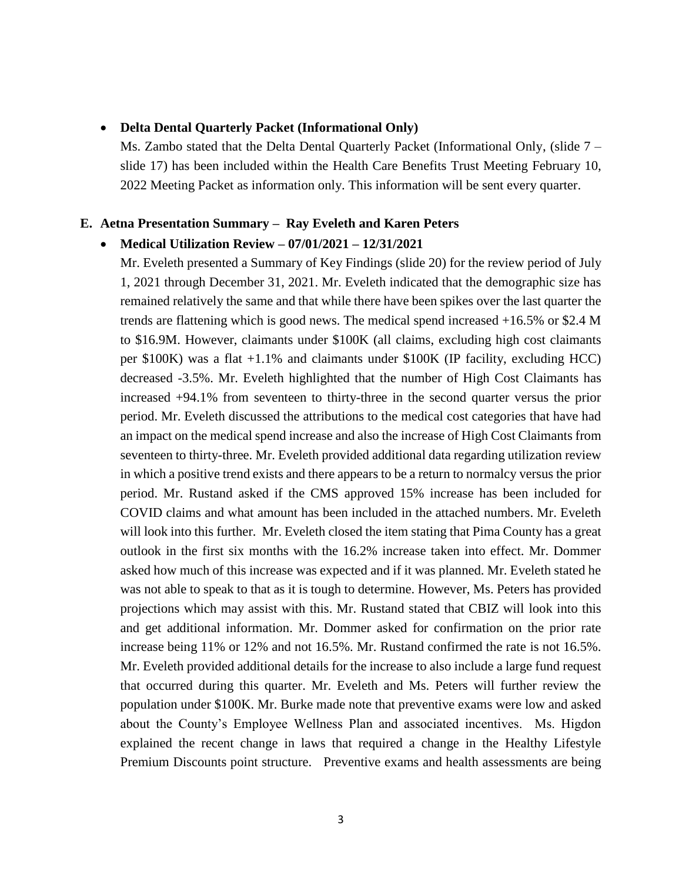- **Delta Dental Quarterly Packet (Informational Only)**

  Ms. Zambo stated that the Delta Dental Quarterly Packet (Informational Only, (slide 7 – slide 17) has been included within the Health Care Benefits Trust Meeting February 10, 2022 Meeting Packet as information only. This information will be sent every quarter.

**E. Aetna Presentation Summary – Ray Eveleth and Karen Peters**

- **Medical Utilization Review – 07/01/2021 – 12/31/2021**

  Mr. Eveleth presented a Summary of Key Findings (slide 20) for the review period of July 1, 2021 through December 31, 2021. Mr. Eveleth indicated that the demographic size has remained relatively the same and that while there have been spikes over the last quarter the trends are flattening which is good news. The medical spend increased +16.5% or $2.4 M to $16.9M. However, claimants under $100K (all claims, excluding high cost claimants per $100K) was a flat +1.1% and claimants under $100K (IP facility, excluding HCC) decreased -3.5%. Mr. Eveleth highlighted that the number of High Cost Claimants has increased +94.1% from seventeen to thirty-three in the second quarter versus the prior period. Mr. Eveleth discussed the attributions to the medical cost categories that have had an impact on the medical spend increase and also the increase of High Cost Claimants from seventeen to thirty-three. Mr. Eveleth provided additional data regarding utilization review in which a positive trend exists and there appears to be a return to normalcy versus the prior period. Mr. Rustand asked if the CMS approved 15% increase has been included for COVID claims and what amount has been included in the attached numbers. Mr. Eveleth will look into this further. Mr. Eveleth closed the item stating that Pima County has a great outlook in the first six months with the 16.2% increase taken into effect. Mr. Dommer asked how much of this increase was expected and if it was planned. Mr. Eveleth stated he was not able to speak to that as it is tough to determine. However, Ms. Peters has provided projections which may assist with this. Mr. Rustand stated that CBIZ will look into this and get additional information. Mr. Dommer asked for confirmation on the prior rate increase being 11% or 12% and not 16.5%. Mr. Rustand confirmed the rate is not 16.5%. Mr. Eveleth provided additional details for the increase to also include a large fund request that occurred during this quarter. Mr. Eveleth and Ms. Peters will further review the population under $100K. Mr. Burke made note that preventive exams were low and asked about the County's Employee Wellness Plan and associated incentives. Ms. Higdon explained the recent change in laws that required a change in the Healthy Lifestyle Premium Discounts point structure. Preventive exams and health assessments are being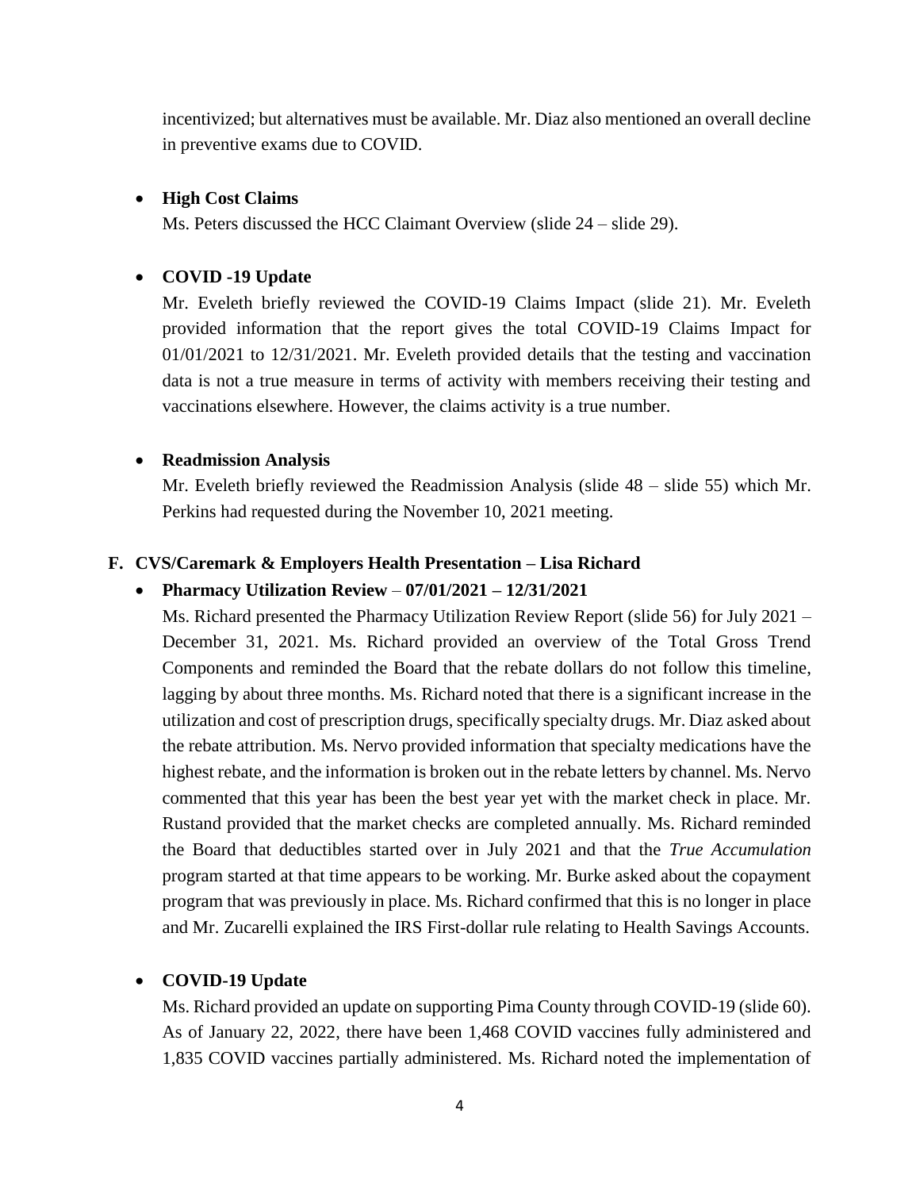incentivized; but alternatives must be available. Mr. Diaz also mentioned an overall decline in preventive exams due to COVID.

- **High Cost Claims**

  Ms. Peters discussed the HCC Claimant Overview (slide 24 – slide 29).

- **COVID -19 Update**

  Mr. Eveleth briefly reviewed the COVID-19 Claims Impact (slide 21). Mr. Eveleth provided information that the report gives the total COVID-19 Claims Impact for 01/01/2021 to 12/31/2021. Mr. Eveleth provided details that the testing and vaccination data is not a true measure in terms of activity with members receiving their testing and vaccinations elsewhere. However, the claims activity is a true number.

- **Readmission Analysis**

  Mr. Eveleth briefly reviewed the Readmission Analysis (slide 48 – slide 55) which Mr. Perkins had requested during the November 10, 2021 meeting.

### F. CVS/Caremark & Employers Health Presentation – Lisa Richard

- **Pharmacy Utilization Review** – **07/01/2021 – 12/31/2021**

  Ms. Richard presented the Pharmacy Utilization Review Report (slide 56) for July 2021 – December 31, 2021. Ms. Richard provided an overview of the Total Gross Trend Components and reminded the Board that the rebate dollars do not follow this timeline, lagging by about three months. Ms. Richard noted that there is a significant increase in the utilization and cost of prescription drugs, specifically specialty drugs. Mr. Diaz asked about the rebate attribution. Ms. Nervo provided information that specialty medications have the highest rebate, and the information is broken out in the rebate letters by channel. Ms. Nervo commented that this year has been the best year yet with the market check in place. Mr. Rustand provided that the market checks are completed annually. Ms. Richard reminded the Board that deductibles started over in July 2021 and that the *True Accumulation* program started at that time appears to be working. Mr. Burke asked about the copayment program that was previously in place. Ms. Richard confirmed that this is no longer in place and Mr. Zucarelli explained the IRS First-dollar rule relating to Health Savings Accounts.

- **COVID-19 Update**

  Ms. Richard provided an update on supporting Pima County through COVID-19 (slide 60). As of January 22, 2022, there have been 1,468 COVID vaccines fully administered and 1,835 COVID vaccines partially administered. Ms. Richard noted the implementation of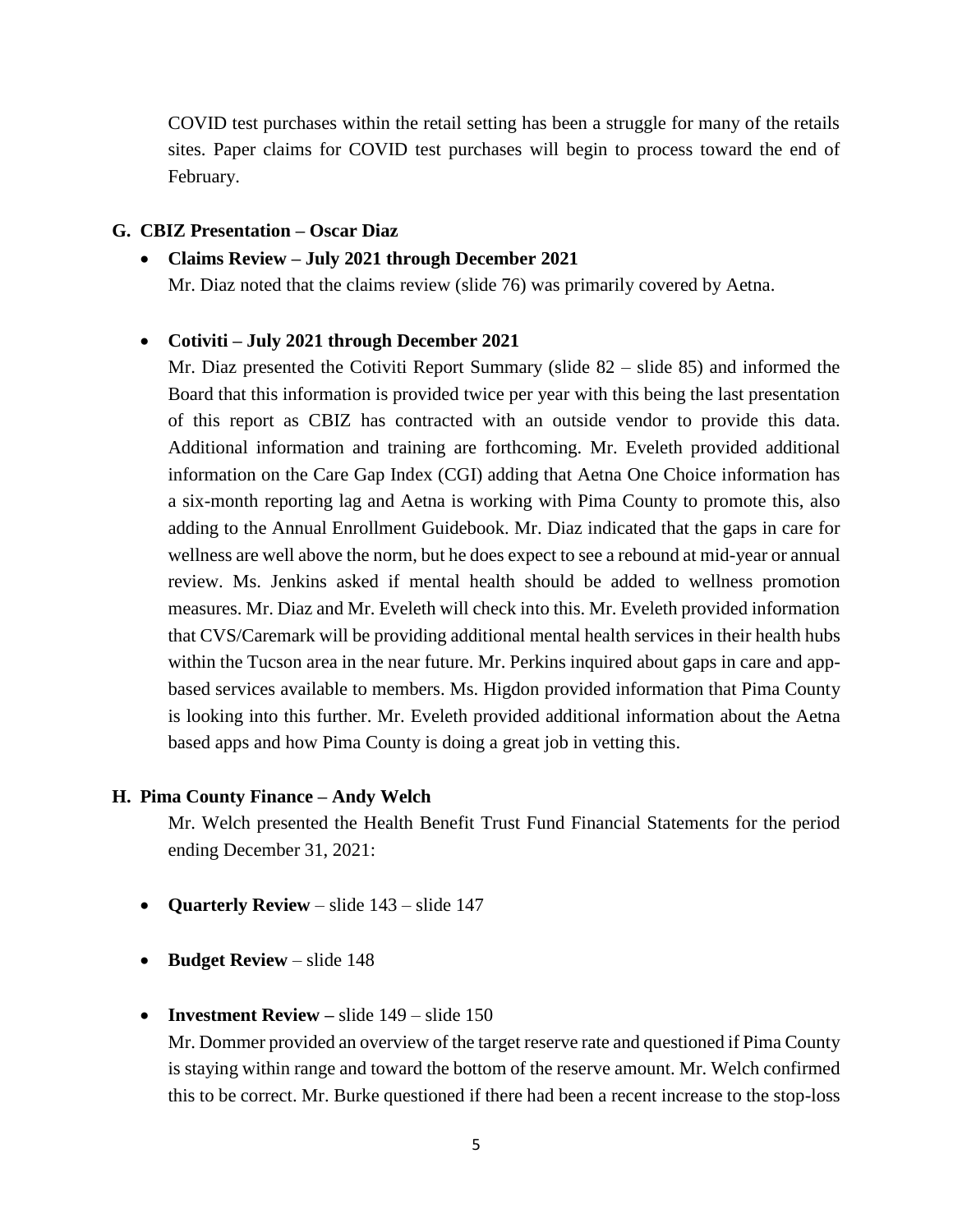COVID test purchases within the retail setting has been a struggle for many of the retails sites. Paper claims for COVID test purchases will begin to process toward the end of February.

**G. CBIZ Presentation – Oscar Diaz**

- **Claims Review – July 2021 through December 2021**
  Mr. Diaz noted that the claims review (slide 76) was primarily covered by Aetna.

- **Cotiviti – July 2021 through December 2021**
  Mr. Diaz presented the Cotiviti Report Summary (slide 82 – slide 85) and informed the Board that this information is provided twice per year with this being the last presentation of this report as CBIZ has contracted with an outside vendor to provide this data. Additional information and training are forthcoming. Mr. Eveleth provided additional information on the Care Gap Index (CGI) adding that Aetna One Choice information has a six-month reporting lag and Aetna is working with Pima County to promote this, also adding to the Annual Enrollment Guidebook. Mr. Diaz indicated that the gaps in care for wellness are well above the norm, but he does expect to see a rebound at mid-year or annual review. Ms. Jenkins asked if mental health should be added to wellness promotion measures. Mr. Diaz and Mr. Eveleth will check into this. Mr. Eveleth provided information that CVS/Caremark will be providing additional mental health services in their health hubs within the Tucson area in the near future. Mr. Perkins inquired about gaps in care and app-based services available to members. Ms. Higdon provided information that Pima County is looking into this further. Mr. Eveleth provided additional information about the Aetna based apps and how Pima County is doing a great job in vetting this.

**H. Pima County Finance – Andy Welch**

Mr. Welch presented the Health Benefit Trust Fund Financial Statements for the period ending December 31, 2021:

- **Quarterly Review** – slide 143 – slide 147

- **Budget Review** – slide 148

- **Investment Review –** slide 149 – slide 150
  Mr. Dommer provided an overview of the target reserve rate and questioned if Pima County is staying within range and toward the bottom of the reserve amount. Mr. Welch confirmed this to be correct. Mr. Burke questioned if there had been a recent increase to the stop-loss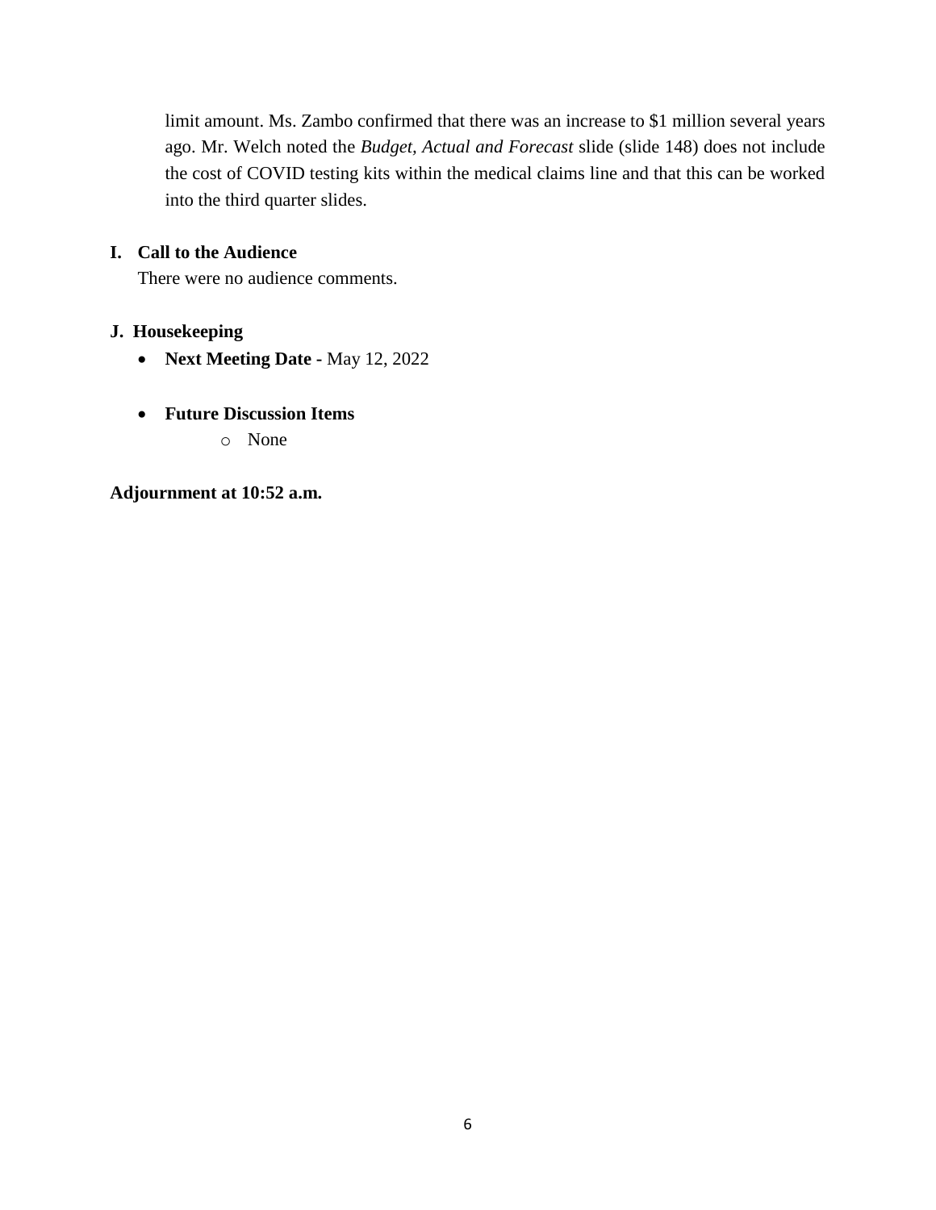limit amount. Ms. Zambo confirmed that there was an increase to $1 million several years ago. Mr. Welch noted the *Budget, Actual and Forecast* slide (slide 148) does not include the cost of COVID testing kits within the medical claims line and that this can be worked into the third quarter slides.

**I. Call to the Audience**

There were no audience comments.

**J. Housekeeping**

- **Next Meeting Date -** May 12, 2022

- **Future Discussion Items**
  - None

**Adjournment at 10:52 a.m.**